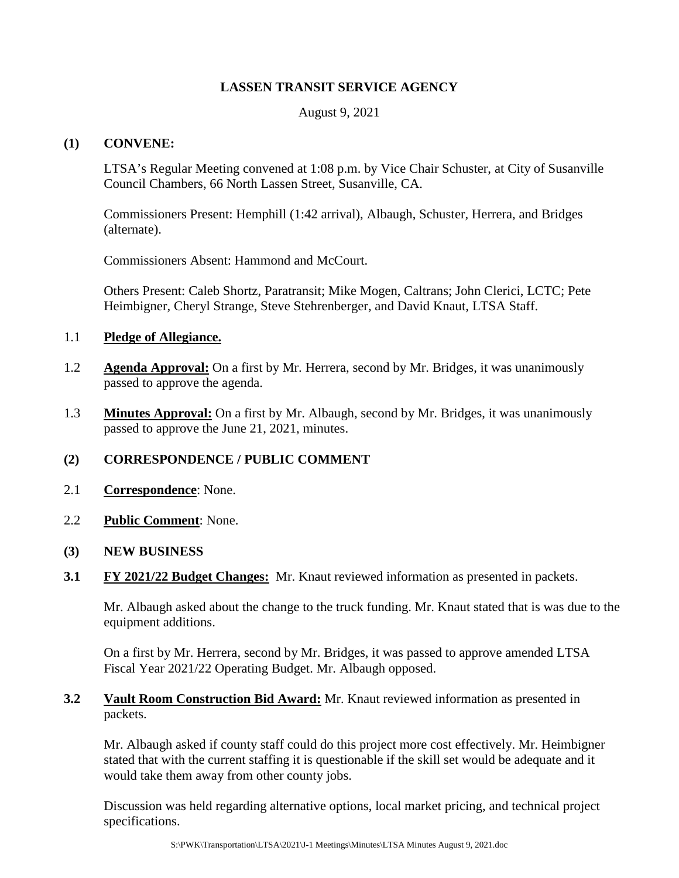# LASSEN TRANSIT SERVICE AGENCY

August 9, 2021

## (1) CONVENE:

LTSA's Regular Meeting convened at 1:08 p.m. by Vice Chair Schuster, at City of Susanville Council Chambers, 66 North Lassen Street, Susanville, CA.

Commissioners Present: Hemphill (1:42 arrival), Albaugh, Schuster, Herrera, and Bridges (alternate).

Commissioners Absent: Hammond and McCourt.

Others Present: Caleb Shortz, Paratransit; Mike Mogen, Caltrans; John Clerici, LCTC; Pete Heimbigner, Cheryl Strange, Steve Stehrenberger, and David Knaut, LTSA Staff.

1.1 **Pledge of Allegiance.**

1.2 **Agenda Approval:** On a first by Mr. Herrera, second by Mr. Bridges, it was unanimously passed to approve the agenda.

1.3 **Minutes Approval:** On a first by Mr. Albaugh, second by Mr. Bridges, it was unanimously passed to approve the June 21, 2021, minutes.

## (2) CORRESPONDENCE / PUBLIC COMMENT

2.1 **Correspondence**: None.

2.2 **Public Comment**: None.

## (3) NEW BUSINESS

**3.1 FY 2021/22 Budget Changes:** Mr. Knaut reviewed information as presented in packets.

Mr. Albaugh asked about the change to the truck funding. Mr. Knaut stated that is was due to the equipment additions.

On a first by Mr. Herrera, second by Mr. Bridges, it was passed to approve amended LTSA Fiscal Year 2021/22 Operating Budget. Mr. Albaugh opposed.

**3.2 Vault Room Construction Bid Award:** Mr. Knaut reviewed information as presented in packets.

Mr. Albaugh asked if county staff could do this project more cost effectively. Mr. Heimbigner stated that with the current staffing it is questionable if the skill set would be adequate and it would take them away from other county jobs.

Discussion was held regarding alternative options, local market pricing, and technical project specifications.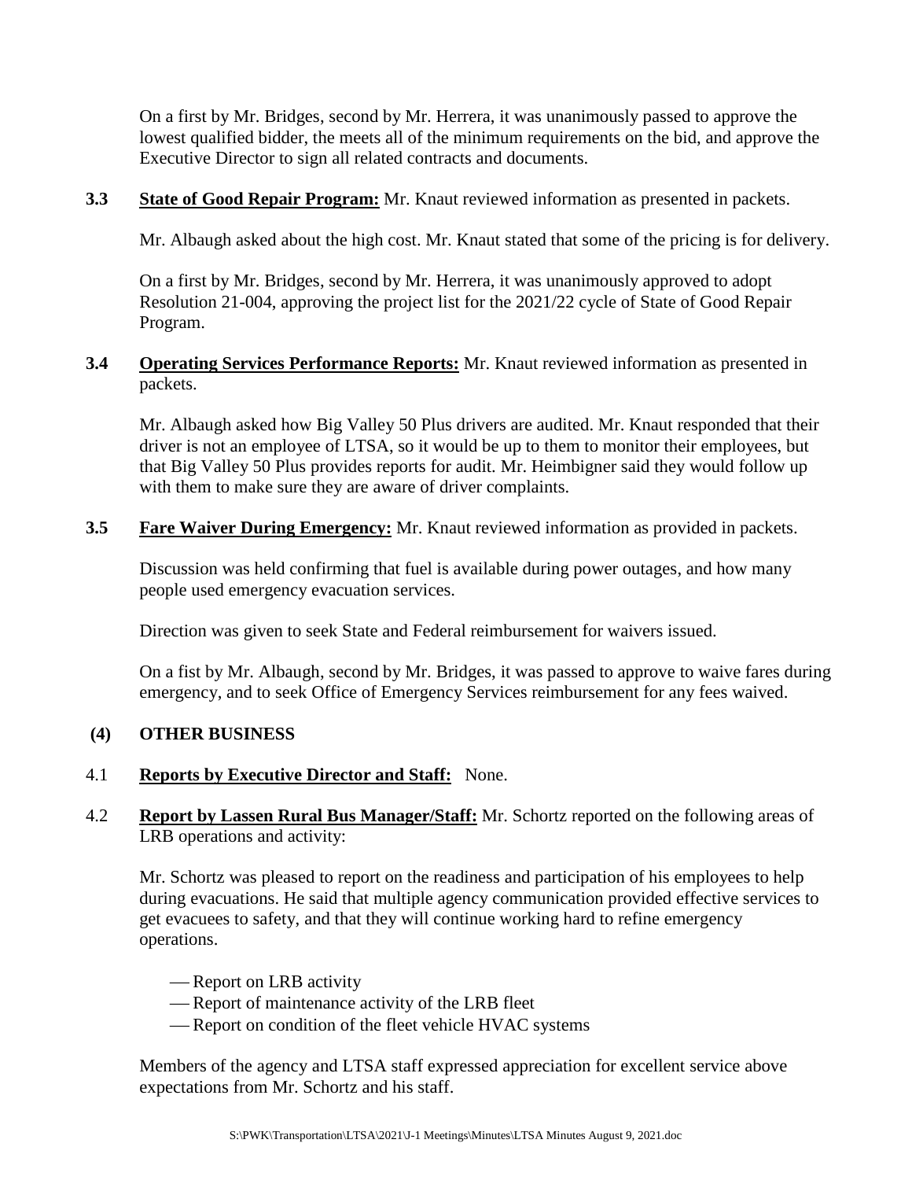On a first by Mr. Bridges, second by Mr. Herrera, it was unanimously passed to approve the lowest qualified bidder, the meets all of the minimum requirements on the bid, and approve the Executive Director to sign all related contracts and documents.

**3.3** **State of Good Repair Program:** Mr. Knaut reviewed information as presented in packets.

Mr. Albaugh asked about the high cost. Mr. Knaut stated that some of the pricing is for delivery.

On a first by Mr. Bridges, second by Mr. Herrera, it was unanimously approved to adopt Resolution 21-004, approving the project list for the 2021/22 cycle of State of Good Repair Program.

**3.4** **Operating Services Performance Reports:** Mr. Knaut reviewed information as presented in packets.

Mr. Albaugh asked how Big Valley 50 Plus drivers are audited. Mr. Knaut responded that their driver is not an employee of LTSA, so it would be up to them to monitor their employees, but that Big Valley 50 Plus provides reports for audit. Mr. Heimbigner said they would follow up with them to make sure they are aware of driver complaints.

**3.5** **Fare Waiver During Emergency:** Mr. Knaut reviewed information as provided in packets.

Discussion was held confirming that fuel is available during power outages, and how many people used emergency evacuation services.

Direction was given to seek State and Federal reimbursement for waivers issued.

On a fist by Mr. Albaugh, second by Mr. Bridges, it was passed to approve to waive fares during emergency, and to seek Office of Emergency Services reimbursement for any fees waived.

## (4) OTHER BUSINESS

4.1 **Reports by Executive Director and Staff:** None.

4.2 **Report by Lassen Rural Bus Manager/Staff:** Mr. Schortz reported on the following areas of LRB operations and activity:

Mr. Schortz was pleased to report on the readiness and participation of his employees to help during evacuations. He said that multiple agency communication provided effective services to get evacuees to safety, and that they will continue working hard to refine emergency operations.

- Report on LRB activity
- Report of maintenance activity of the LRB fleet
- Report on condition of the fleet vehicle HVAC systems

Members of the agency and LTSA staff expressed appreciation for excellent service above expectations from Mr. Schortz and his staff.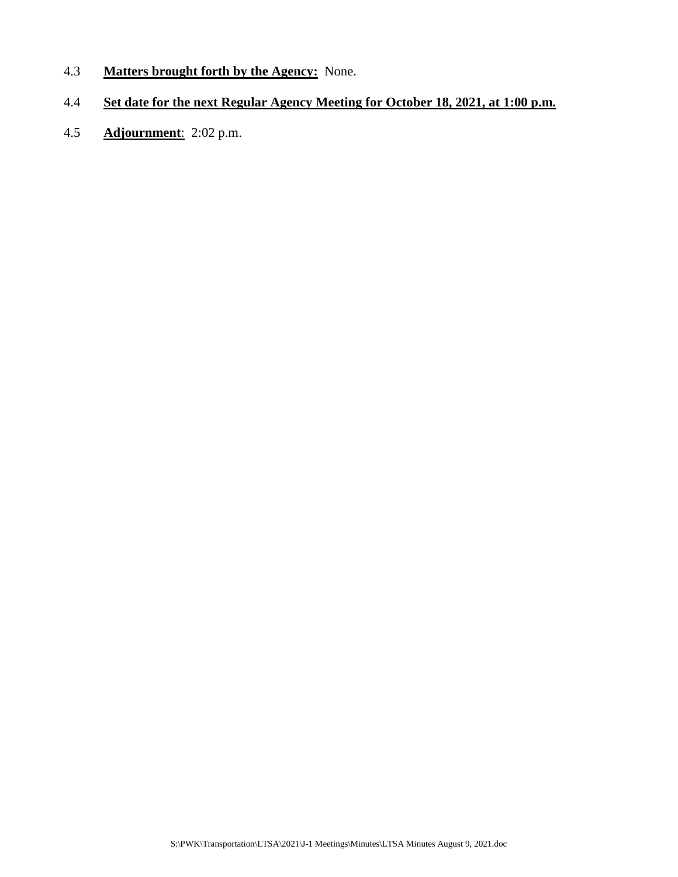4.3 **Matters brought forth by the Agency:** None.

4.4 **Set date for the next Regular Agency Meeting for October 18, 2021, at 1:00 p.m.**

4.5 **Adjournment**: 2:02 p.m.

S:\PWK\Transportation\LTSA\2021\J-1 Meetings\Minutes\LTSA Minutes August 9, 2021.doc